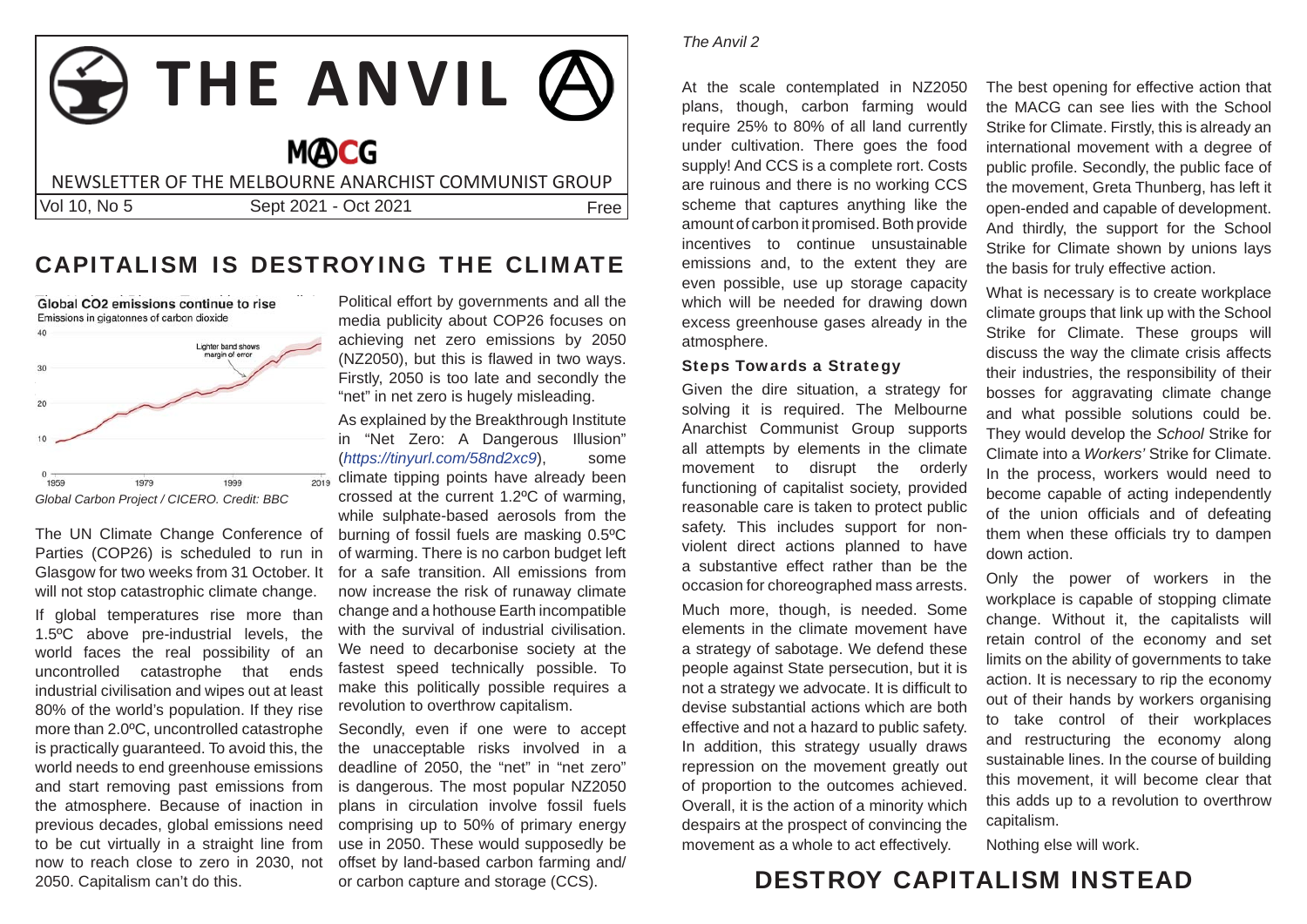# THE ANVIL

**M(A)CG**

NEWSLETTER OF THE MELBOURNE ANARCHIST COMMUNIST GROUP

Vol 10, No 5 — Sept 2021 - Oct 2021 — Free

## CAPITALISM IS DESTROYING THE CLIMATE

Global CO2 emissions continue to rise
Emissions in gigatonnes of carbon dioxide

*Global Carbon Project / CICERO. Credit: BBC*

The UN Climate Change Conference of Parties (COP26) is scheduled to run in Glasgow for two weeks from 31 October. It will not stop catastrophic climate change.

If global temperatures rise more than 1.5ºC above pre-industrial levels, the world faces the real possibility of an uncontrolled catastrophe that ends industrial civilisation and wipes out at least 80% of the world's population. If they rise more than 2.0ºC, uncontrolled catastrophe is practically guaranteed. To avoid this, the world needs to end greenhouse emissions and start removing past emissions from the atmosphere. Because of inaction in previous decades, global emissions need to be cut virtually in a straight line from now to reach close to zero in 2030, not 2050. Capitalism can't do this.

Political effort by governments and all the media publicity about COP26 focuses on achieving net zero emissions by 2050 (NZ2050), but this is flawed in two ways. Firstly, 2050 is too late and secondly the "net" in net zero is hugely misleading.

As explained by the Breakthrough Institute in "Net Zero: A Dangerous Illusion" (*https://tinyurl.com/58nd2xc9*), some climate tipping points have already been crossed at the current 1.2ºC of warming, while sulphate-based aerosols from the burning of fossil fuels are masking 0.5ºC of warming. There is no carbon budget left for a safe transition. All emissions now increase the risk of runaway climate change and a hothouse Earth incompatible with the survival of industrial civilisation. We need to decarbonise society at the fastest speed technically possible. To make this politically possible requires a revolution to overthrow capitalism.

Secondly, even if one were to accept the unacceptable risks involved in a deadline of 2050, the "net" in "net zero" is dangerous. The most popular NZ2050 plans in circulation involve fossil fuels comprising up to 50% of primary energy use in 2050. These would supposedly be offset by land-based carbon farming and/or carbon capture and storage (CCS).

At the scale contemplated in NZ2050 plans, though, carbon farming would require 25% to 80% of all land currently under cultivation. There goes the food supply! And CCS is a complete rort. Costs are ruinous and there is no working CCS scheme that captures anything like the amount of carbon it promised. Both provide incentives to continue unsustainable emissions and, to the extent they are even possible, use up storage capacity which will be needed for drawing down excess greenhouse gases already in the atmosphere.

### Steps Towards a Strategy

Given the dire situation, a strategy for solving it is required. The Melbourne Anarchist Communist Group supports all attempts by elements in the climate movement to disrupt the orderly functioning of capitalist society, provided reasonable care is taken to protect public safety. This includes support for non-violent direct actions planned to have a substantive effect rather than be the occasion for choreographed mass arrests.

Much more, though, is needed. Some elements in the climate movement have a strategy of sabotage. We defend these people against State persecution, but it is not a strategy we advocate. It is difficult to devise substantial actions which are both effective and not a hazard to public safety. In addition, this strategy usually draws repression on the movement greatly out of proportion to the outcomes achieved. Overall, it is the action of a minority which despairs at the prospect of convincing the movement as a whole to act effectively.

The best opening for effective action that the MACG can see lies with the School Strike for Climate. Firstly, this is already an international movement with a degree of public profile. Secondly, the public face of the movement, Greta Thunberg, has left it open-ended and capable of development. And thirdly, the support for the School Strike for Climate shown by unions lays the basis for truly effective action.

What is necessary is to create workplace climate groups that link up with the School Strike for Climate. These groups will discuss the way the climate crisis affects their industries, the responsibility of their bosses for aggravating climate change and what possible solutions could be. They would develop the *School* Strike for Climate into a *Workers'* Strike for Climate. In the process, workers would need to become capable of acting independently of the union officials and of defeating them when these officials try to dampen down action.

Only the power of workers in the workplace is capable of stopping climate change. Without it, the capitalists will retain control of the economy and set limits on the ability of governments to take action. It is necessary to rip the economy out of their hands by workers organising to take control of their workplaces and restructuring the economy along sustainable lines. In the course of building this movement, it will become clear that this adds up to a revolution to overthrow capitalism.

Nothing else will work.

## DESTROY CAPITALISM INSTEAD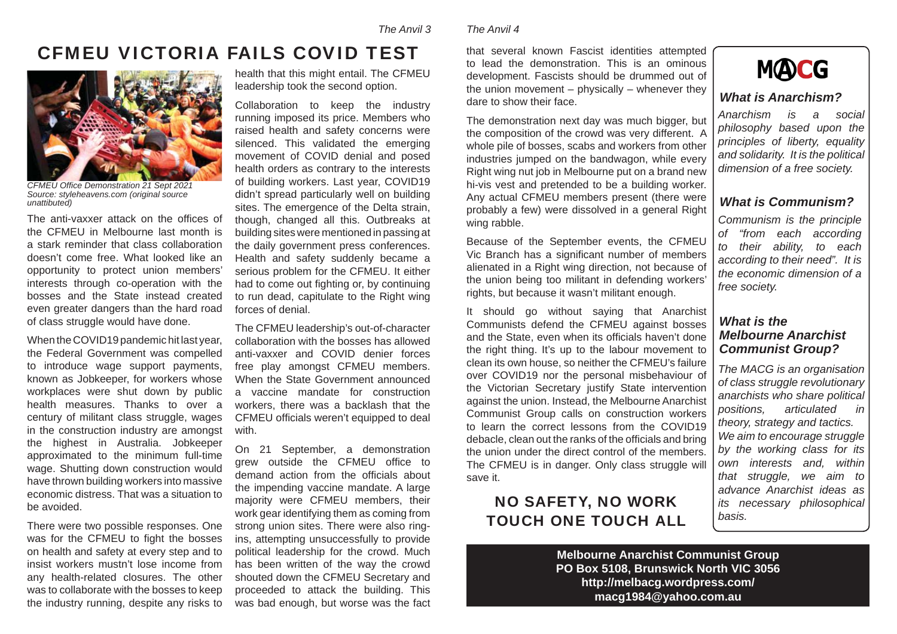# CFMEU VICTORIA FAILS COVID TEST

*CFMEU Office Demonstration 21 Sept 2021*
*Source: styleheavens.com (original source unattributed)*

The anti-vaxxer attack on the offices of the CFMEU in Melbourne last month is a stark reminder that class collaboration doesn't come free. What looked like an opportunity to protect union members' interests through co-operation with the bosses and the State instead created even greater dangers than the hard road of class struggle would have done.

When the COVID19 pandemic hit last year, the Federal Government was compelled to introduce wage support payments, known as Jobkeeper, for workers whose workplaces were shut down by public health measures. Thanks to over a century of militant class struggle, wages in the construction industry are amongst the highest in Australia. Jobkeeper approximated to the minimum full-time wage. Shutting down construction would have thrown building workers into massive economic distress. That was a situation to be avoided.

There were two possible responses. One was for the CFMEU to fight the bosses on health and safety at every step and to insist workers mustn't lose income from any health-related closures. The other was to collaborate with the bosses to keep the industry running, despite any risks to health that this might entail. The CFMEU leadership took the second option.

Collaboration to keep the industry running imposed its price. Members who raised health and safety concerns were silenced. This validated the emerging movement of COVID denial and posed health orders as contrary to the interests of building workers. Last year, COVID19 didn't spread particularly well on building sites. The emergence of the Delta strain, though, changed all this. Outbreaks at building sites were mentioned in passing at the daily government press conferences. Health and safety suddenly became a serious problem for the CFMEU. It either had to come out fighting or, by continuing to run dead, capitulate to the Right wing forces of denial.

The CFMEU leadership's out-of-character collaboration with the bosses has allowed anti-vaxxer and COVID denier forces free play amongst CFMEU members. When the State Government announced a vaccine mandate for construction workers, there was a backlash that the CFMEU officials weren't equipped to deal with.

On 21 September, a demonstration grew outside the CFMEU office to demand action from the officials about the impending vaccine mandate. A large majority were CFMEU members, their work gear identifying them as coming from strong union sites. There were also ring-ins, attempting unsuccessfully to provide political leadership for the crowd. Much has been written of the way the crowd shouted down the CFMEU Secretary and proceeded to attack the building. This was bad enough, but worse was the fact that several known Fascist identities attempted to lead the demonstration. This is an ominous development. Fascists should be drummed out of the union movement – physically – whenever they dare to show their face.

The demonstration next day was much bigger, but the composition of the crowd was very different. A whole pile of bosses, scabs and workers from other industries jumped on the bandwagon, while every Right wing nut job in Melbourne put on a brand new hi-vis vest and pretended to be a building worker. Any actual CFMEU members present (there were probably a few) were dissolved in a general Right wing rabble.

Because of the September events, the CFMEU Vic Branch has a significant number of members alienated in a Right wing direction, not because of the union being too militant in defending workers' rights, but because it wasn't militant enough.

It should go without saying that Anarchist Communists defend the CFMEU against bosses and the State, even when its officials haven't done the right thing. It's up to the labour movement to clean its own house, so neither the CFMEU's failure over COVID19 nor the personal misbehaviour of the Victorian Secretary justify State intervention against the union. Instead, the Melbourne Anarchist Communist Group calls on construction workers to learn the correct lessons from the COVID19 debacle, clean out the ranks of the officials and bring the union under the direct control of the members. The CFMEU is in danger. Only class struggle will save it.

## NO SAFETY, NO WORK
## TOUCH ONE TOUCH ALL

# MACG

### *What is Anarchism?*

*Anarchism is a social philosophy based upon the principles of liberty, equality and solidarity. It is the political dimension of a free society.*

### *What is Communism?*

*Communism is the principle of "from each according to their ability, to each according to their need". It is the economic dimension of a free society.*

### *What is the Melbourne Anarchist Communist Group?*

*The MACG is an organisation of class struggle revolutionary anarchists who share political positions, articulated in theory, strategy and tactics. We aim to encourage struggle by the working class for its own interests and, within that struggle, we aim to advance Anarchist ideas as its necessary philosophical basis.*

**Melbourne Anarchist Communist Group**
**PO Box 5108, Brunswick North VIC 3056**
**http://melbacg.wordpress.com/**
**macg1984@yahoo.com.au**